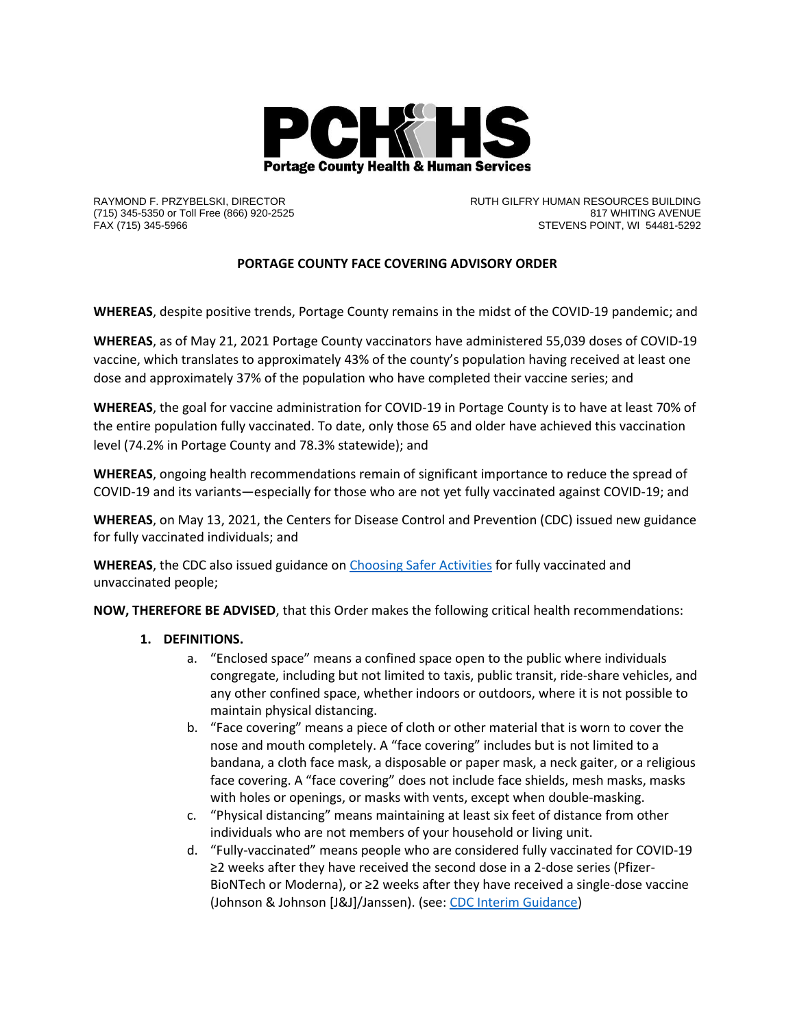**PCHHS**
**Portage County Health & Human Services**

RAYMOND F. PRZYBELSKI, DIRECTOR
(715) 345-5350 or Toll Free (866) 920-2525
FAX (715) 345-5966

RUTH GILFRY HUMAN RESOURCES BUILDING
817 WHITING AVENUE
STEVENS POINT, WI 54481-5292

# PORTAGE COUNTY FACE COVERING ADVISORY ORDER

**WHEREAS**, despite positive trends, Portage County remains in the midst of the COVID-19 pandemic; and

**WHEREAS**, as of May 21, 2021 Portage County vaccinators have administered 55,039 doses of COVID-19 vaccine, which translates to approximately 43% of the county's population having received at least one dose and approximately 37% of the population who have completed their vaccine series; and

**WHEREAS**, the goal for vaccine administration for COVID-19 in Portage County is to have at least 70% of the entire population fully vaccinated. To date, only those 65 and older have achieved this vaccination level (74.2% in Portage County and 78.3% statewide); and

**WHEREAS**, ongoing health recommendations remain of significant importance to reduce the spread of COVID-19 and its variants—especially for those who are not yet fully vaccinated against COVID-19; and

**WHEREAS**, on May 13, 2021, the Centers for Disease Control and Prevention (CDC) issued new guidance for fully vaccinated individuals; and

**WHEREAS**, the CDC also issued guidance on Choosing Safer Activities for fully vaccinated and unvaccinated people;

**NOW, THEREFORE BE ADVISED**, that this Order makes the following critical health recommendations:

1. **DEFINITIONS.**
   a. "Enclosed space" means a confined space open to the public where individuals congregate, including but not limited to taxis, public transit, ride-share vehicles, and any other confined space, whether indoors or outdoors, where it is not possible to maintain physical distancing.
   b. "Face covering" means a piece of cloth or other material that is worn to cover the nose and mouth completely. A "face covering" includes but is not limited to a bandana, a cloth face mask, a disposable or paper mask, a neck gaiter, or a religious face covering. A "face covering" does not include face shields, mesh masks, masks with holes or openings, or masks with vents, except when double-masking.
   c. "Physical distancing" means maintaining at least six feet of distance from other individuals who are not members of your household or living unit.
   d. "Fully-vaccinated" means people who are considered fully vaccinated for COVID-19 ≥2 weeks after they have received the second dose in a 2-dose series (Pfizer-BioNTech or Moderna), or ≥2 weeks after they have received a single-dose vaccine (Johnson & Johnson [J&J]/Janssen). (see: CDC Interim Guidance)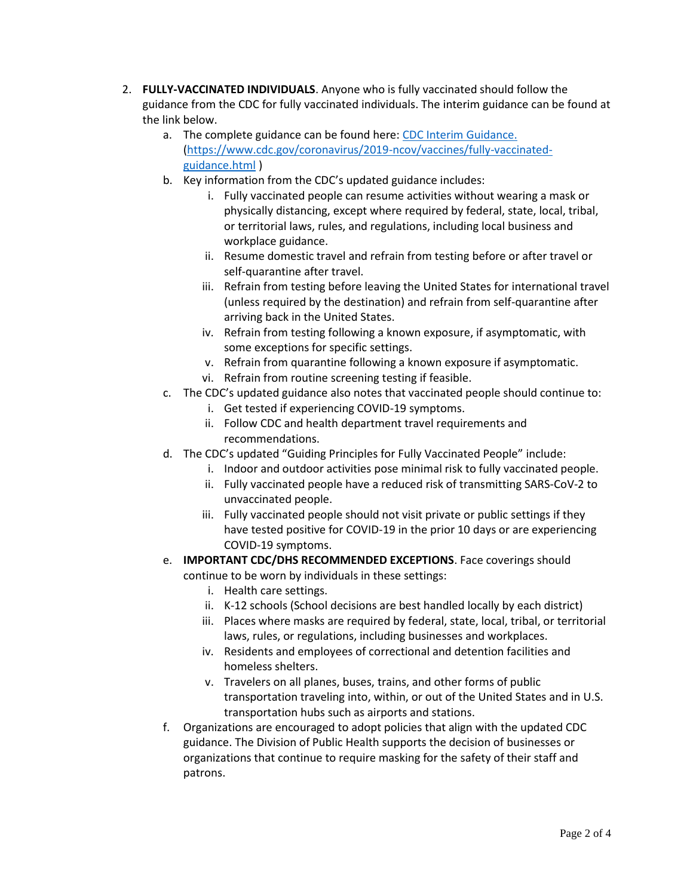2. **FULLY-VACCINATED INDIVIDUALS**. Anyone who is fully vaccinated should follow the guidance from the CDC for fully vaccinated individuals. The interim guidance can be found at the link below.
   a. The complete guidance can be found here: [CDC Interim Guidance.](https://www.cdc.gov/coronavirus/2019-ncov/vaccines/fully-vaccinated-guidance.html) ([https://www.cdc.gov/coronavirus/2019-ncov/vaccines/fully-vaccinated-guidance.html](https://www.cdc.gov/coronavirus/2019-ncov/vaccines/fully-vaccinated-guidance.html) )
   b. Key information from the CDC's updated guidance includes:
      i. Fully vaccinated people can resume activities without wearing a mask or physically distancing, except where required by federal, state, local, tribal, or territorial laws, rules, and regulations, including local business and workplace guidance.
      ii. Resume domestic travel and refrain from testing before or after travel or self-quarantine after travel.
      iii. Refrain from testing before leaving the United States for international travel (unless required by the destination) and refrain from self-quarantine after arriving back in the United States.
      iv. Refrain from testing following a known exposure, if asymptomatic, with some exceptions for specific settings.
      v. Refrain from quarantine following a known exposure if asymptomatic.
      vi. Refrain from routine screening testing if feasible.
   c. The CDC's updated guidance also notes that vaccinated people should continue to:
      i. Get tested if experiencing COVID-19 symptoms.
      ii. Follow CDC and health department travel requirements and recommendations.
   d. The CDC's updated "Guiding Principles for Fully Vaccinated People" include:
      i. Indoor and outdoor activities pose minimal risk to fully vaccinated people.
      ii. Fully vaccinated people have a reduced risk of transmitting SARS-CoV-2 to unvaccinated people.
      iii. Fully vaccinated people should not visit private or public settings if they have tested positive for COVID-19 in the prior 10 days or are experiencing COVID-19 symptoms.
   e. **IMPORTANT CDC/DHS RECOMMENDED EXCEPTIONS**. Face coverings should continue to be worn by individuals in these settings:
      i. Health care settings.
      ii. K-12 schools (School decisions are best handled locally by each district)
      iii. Places where masks are required by federal, state, local, tribal, or territorial laws, rules, or regulations, including businesses and workplaces.
      iv. Residents and employees of correctional and detention facilities and homeless shelters.
      v. Travelers on all planes, buses, trains, and other forms of public transportation traveling into, within, or out of the United States and in U.S. transportation hubs such as airports and stations.
   f. Organizations are encouraged to adopt policies that align with the updated CDC guidance. The Division of Public Health supports the decision of businesses or organizations that continue to require masking for the safety of their staff and patrons.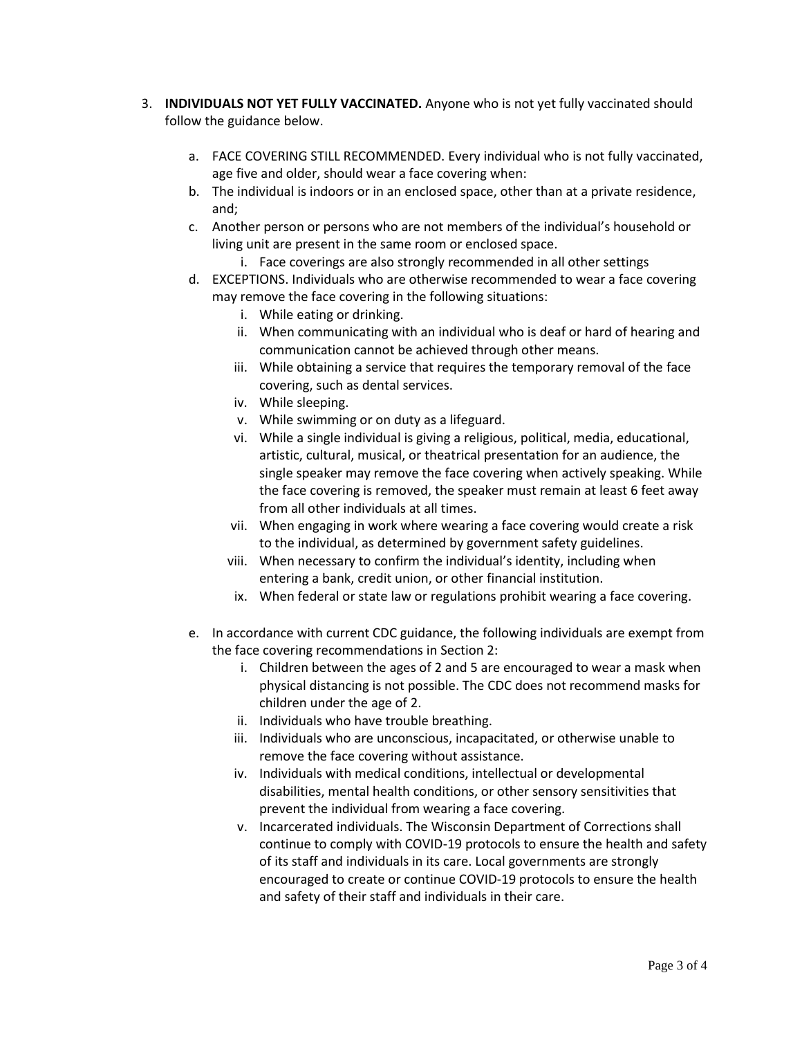3. **INDIVIDUALS NOT YET FULLY VACCINATED.** Anyone who is not yet fully vaccinated should follow the guidance below.

    a. FACE COVERING STILL RECOMMENDED. Every individual who is not fully vaccinated, age five and older, should wear a face covering when:

    b. The individual is indoors or in an enclosed space, other than at a private residence, and;

    c. Another person or persons who are not members of the individual's household or living unit are present in the same room or enclosed space.

        i. Face coverings are also strongly recommended in all other settings

    d. EXCEPTIONS. Individuals who are otherwise recommended to wear a face covering may remove the face covering in the following situations:

        i. While eating or drinking.
        ii. When communicating with an individual who is deaf or hard of hearing and communication cannot be achieved through other means.
        iii. While obtaining a service that requires the temporary removal of the face covering, such as dental services.
        iv. While sleeping.
        v. While swimming or on duty as a lifeguard.
        vi. While a single individual is giving a religious, political, media, educational, artistic, cultural, musical, or theatrical presentation for an audience, the single speaker may remove the face covering when actively speaking. While the face covering is removed, the speaker must remain at least 6 feet away from all other individuals at all times.
        vii. When engaging in work where wearing a face covering would create a risk to the individual, as determined by government safety guidelines.
        viii. When necessary to confirm the individual's identity, including when entering a bank, credit union, or other financial institution.
        ix. When federal or state law or regulations prohibit wearing a face covering.

    e. In accordance with current CDC guidance, the following individuals are exempt from the face covering recommendations in Section 2:

        i. Children between the ages of 2 and 5 are encouraged to wear a mask when physical distancing is not possible. The CDC does not recommend masks for children under the age of 2.
        ii. Individuals who have trouble breathing.
        iii. Individuals who are unconscious, incapacitated, or otherwise unable to remove the face covering without assistance.
        iv. Individuals with medical conditions, intellectual or developmental disabilities, mental health conditions, or other sensory sensitivities that prevent the individual from wearing a face covering.
        v. Incarcerated individuals. The Wisconsin Department of Corrections shall continue to comply with COVID-19 protocols to ensure the health and safety of its staff and individuals in its care. Local governments are strongly encouraged to create or continue COVID-19 protocols to ensure the health and safety of their staff and individuals in their care.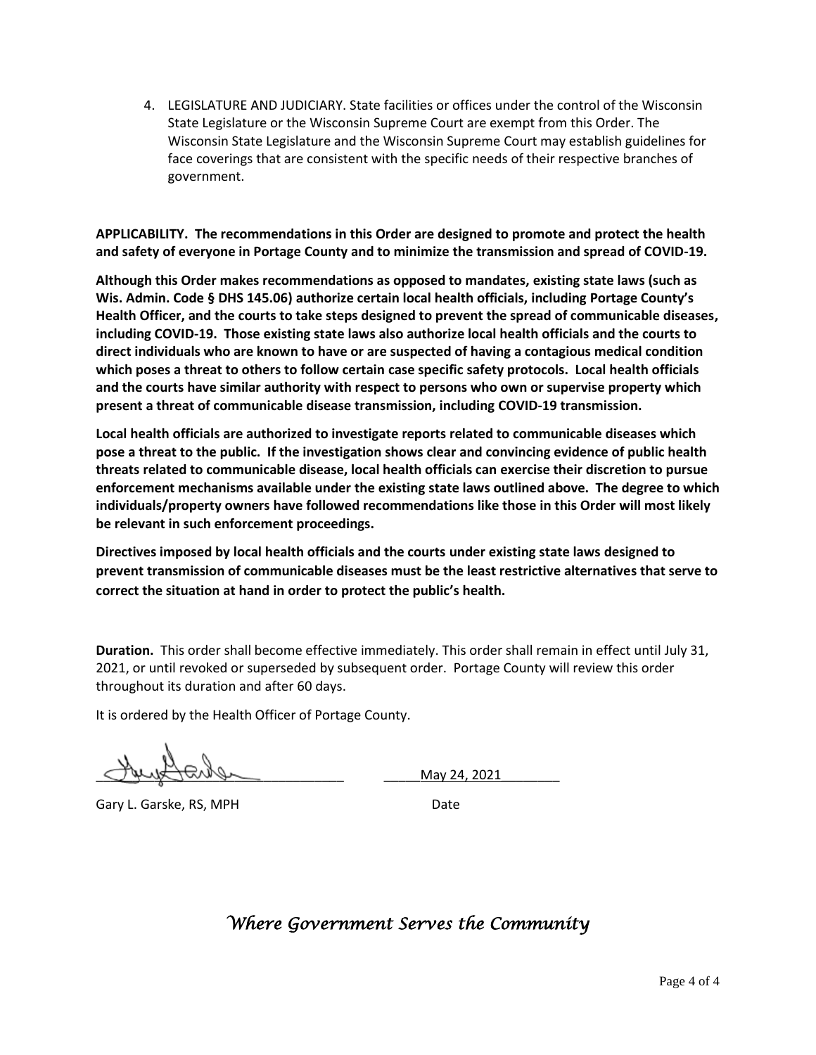4. LEGISLATURE AND JUDICIARY. State facilities or offices under the control of the Wisconsin State Legislature or the Wisconsin Supreme Court are exempt from this Order. The Wisconsin State Legislature and the Wisconsin Supreme Court may establish guidelines for face coverings that are consistent with the specific needs of their respective branches of government.

**APPLICABILITY. The recommendations in this Order are designed to promote and protect the health and safety of everyone in Portage County and to minimize the transmission and spread of COVID-19.**

**Although this Order makes recommendations as opposed to mandates, existing state laws (such as Wis. Admin. Code § DHS 145.06) authorize certain local health officials, including Portage County's Health Officer, and the courts to take steps designed to prevent the spread of communicable diseases, including COVID-19. Those existing state laws also authorize local health officials and the courts to direct individuals who are known to have or are suspected of having a contagious medical condition which poses a threat to others to follow certain case specific safety protocols. Local health officials and the courts have similar authority with respect to persons who own or supervise property which present a threat of communicable disease transmission, including COVID-19 transmission.**

**Local health officials are authorized to investigate reports related to communicable diseases which pose a threat to the public. If the investigation shows clear and convincing evidence of public health threats related to communicable disease, local health officials can exercise their discretion to pursue enforcement mechanisms available under the existing state laws outlined above. The degree to which individuals/property owners have followed recommendations like those in this Order will most likely be relevant in such enforcement proceedings.**

**Directives imposed by local health officials and the courts under existing state laws designed to prevent transmission of communicable diseases must be the least restrictive alternatives that serve to correct the situation at hand in order to protect the public's health.**

**Duration.** This order shall become effective immediately. This order shall remain in effect until July 31, 2021, or until revoked or superseded by subsequent order. Portage County will review this order throughout its duration and after 60 days.

It is ordered by the Health Officer of Portage County.

_______________________________ May 24, 2021

Gary L. Garske, RS, MPH Date

*Where Government Serves the Community*